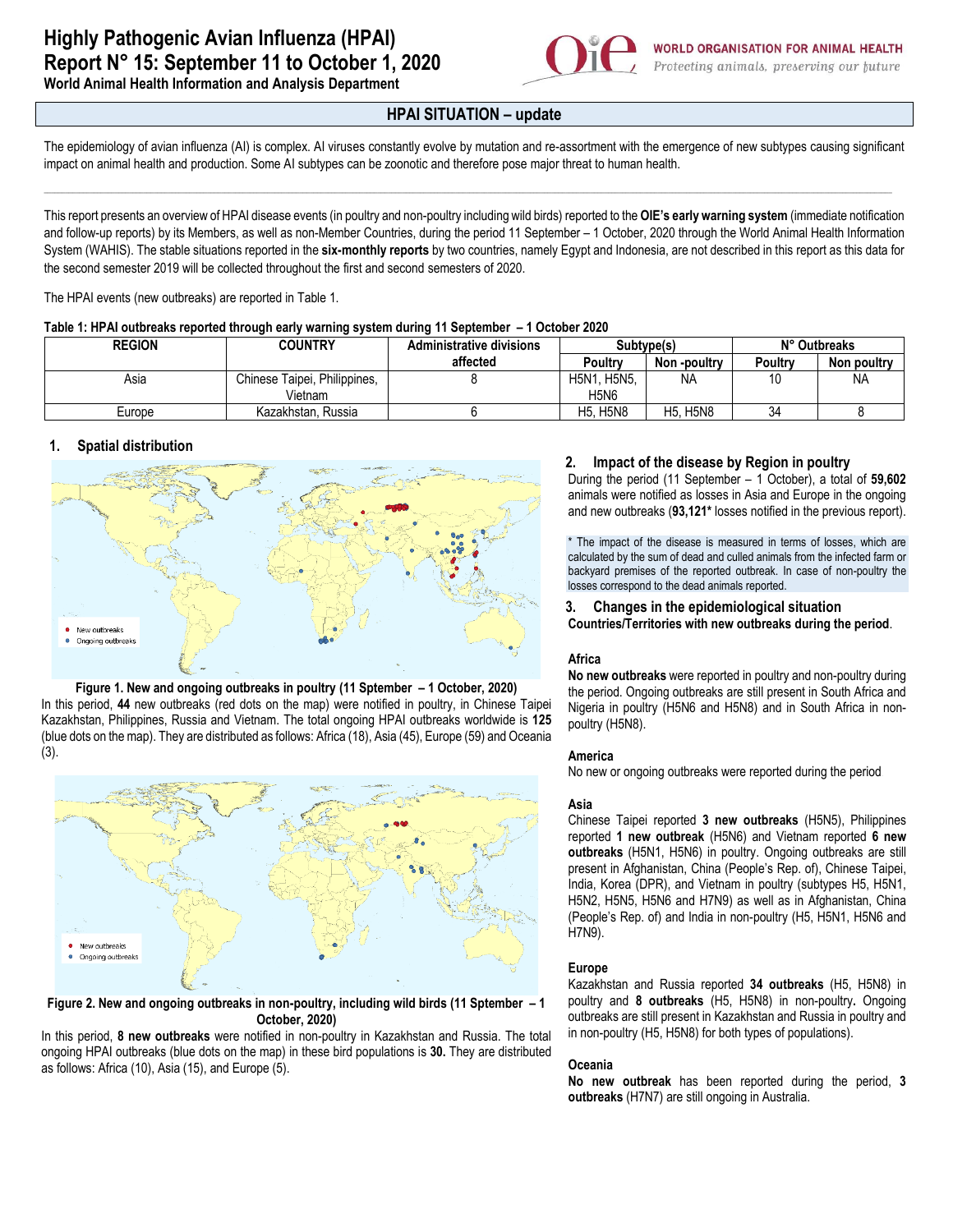# Highly Pathogenic Avian Influenza (HPAI)

# Report N° 15: September 11 to October 1, 2020

**World Animal Health Information and Analysis Department**

**WORLD ORGANISATION FOR ANIMAL HEALTH**
*Protecting animals, preserving our future*

## HPAI SITUATION – update

The epidemiology of avian influenza (AI) is complex. AI viruses constantly evolve by mutation and re-assortment with the emergence of new subtypes causing significant impact on animal health and production. Some AI subtypes can be zoonotic and therefore pose major threat to human health.

This report presents an overview of HPAI disease events (in poultry and non-poultry including wild birds) reported to the **OIE's early warning system** (immediate notification and follow-up reports) by its Members, as well as non-Member Countries, during the period 11 September – 1 October, 2020 through the World Animal Health Information System (WAHIS). The stable situations reported in the **six-monthly reports** by two countries, namely Egypt and Indonesia, are not described in this report as this data for the second semester 2019 will be collected throughout the first and second semesters of 2020.

The HPAI events (new outbreaks) are reported in Table 1.

**Table 1: HPAI outbreaks reported through early warning system during 11 September – 1 October 2020**

| REGION | COUNTRY | Administrative divisions affected | Subtype(s) | | N° Outbreaks | |
|---|---|---|---|---|---|---|
| | | | Poultry | Non -poultry | Poultry | Non poultry |
| Asia | Chinese Taipei, Philippines, Vietnam | 8 | H5N1, H5N5, H5N6 | NA | 10 | NA |
| Europe | Kazakhstan, Russia | 6 | H5, H5N8 | H5, H5N8 | 34 | 8 |

### 1. Spatial distribution

New outbreaks
Ongoing outbreaks

**Figure 1. New and ongoing outbreaks in poultry (11 Sptember – 1 October, 2020)**

In this period, **44** new outbreaks (red dots on the map) were notified in poultry, in Chinese Taipei Kazakhstan, Philippines, Russia and Vietnam. The total ongoing HPAI outbreaks worldwide is **125** (blue dots on the map). They are distributed as follows: Africa (18), Asia (45), Europe (59) and Oceania (3).

New outbreaks
Ongoing outbreaks

**Figure 2. New and ongoing outbreaks in non-poultry, including wild birds (11 Sptember – 1 October, 2020)**

In this period, **8 new outbreaks** were notified in non-poultry in Kazakhstan and Russia. The total ongoing HPAI outbreaks (blue dots on the map) in these bird populations is **30.** They are distributed as follows: Africa (10), Asia (15), and Europe (5).

### 2. Impact of the disease by Region in poultry

During the period (11 September – 1 October), a total of **59,602** animals were notified as losses in Asia and Europe in the ongoing and new outbreaks (**93,121*** losses notified in the previous report).

* The impact of the disease is measured in terms of losses, which are calculated by the sum of dead and culled animals from the infected farm or backyard premises of the reported outbreak. In case of non-poultry the losses correspond to the dead animals reported.

### 3. Changes in the epidemiological situation

**Countries/Territories with new outbreaks during the period**.

#### Africa

**No new outbreaks** were reported in poultry and non-poultry during the period. Ongoing outbreaks are still present in South Africa and Nigeria in poultry (H5N6 and H5N8) and in South Africa in non-poultry (H5N8).

#### America

No new or ongoing outbreaks were reported during the period

#### Asia

Chinese Taipei reported **3 new outbreaks** (H5N5), Philippines reported **1 new outbreak** (H5N6) and Vietnam reported **6 new outbreaks** (H5N1, H5N6) in poultry. Ongoing outbreaks are still present in Afghanistan, China (People's Rep. of), Chinese Taipei, India, Korea (DPR), and Vietnam in poultry (subtypes H5, H5N1, H5N2, H5N5, H5N6 and H7N9) as well as in Afghanistan, China (People's Rep. of) and India in non-poultry (H5, H5N1, H5N6 and H7N9).

#### Europe

Kazakhstan and Russia reported **34 outbreaks** (H5, H5N8) in poultry and **8 outbreaks** (H5, H5N8) in non-poultry**.** Ongoing outbreaks are still present in Kazakhstan and Russia in poultry and in non-poultry (H5, H5N8) for both types of populations).

#### Oceania

**No new outbreak** has been reported during the period, **3 outbreaks** (H7N7) are still ongoing in Australia.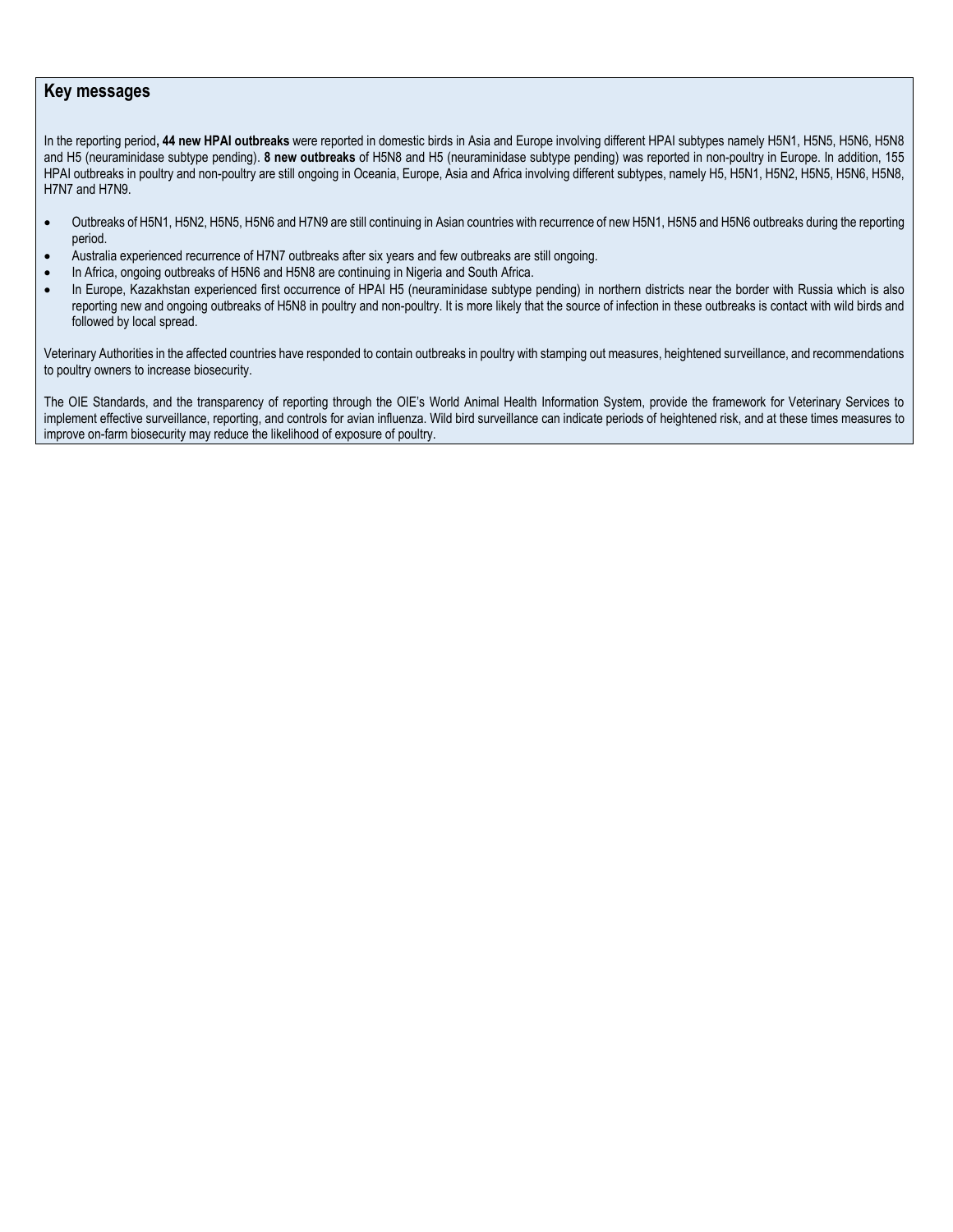## Key messages

In the reporting period**, 44 new HPAI outbreaks** were reported in domestic birds in Asia and Europe involving different HPAI subtypes namely H5N1, H5N5, H5N6, H5N8 and H5 (neuraminidase subtype pending). **8 new outbreaks** of H5N8 and H5 (neuraminidase subtype pending) was reported in non-poultry in Europe. In addition, 155 HPAI outbreaks in poultry and non-poultry are still ongoing in Oceania, Europe, Asia and Africa involving different subtypes, namely H5, H5N1, H5N2, H5N5, H5N6, H5N8, H7N7 and H7N9.

- Outbreaks of H5N1, H5N2, H5N5, H5N6 and H7N9 are still continuing in Asian countries with recurrence of new H5N1, H5N5 and H5N6 outbreaks during the reporting period.
- Australia experienced recurrence of H7N7 outbreaks after six years and few outbreaks are still ongoing.
- In Africa, ongoing outbreaks of H5N6 and H5N8 are continuing in Nigeria and South Africa.
- In Europe, Kazakhstan experienced first occurrence of HPAI H5 (neuraminidase subtype pending) in northern districts near the border with Russia which is also reporting new and ongoing outbreaks of H5N8 in poultry and non-poultry. It is more likely that the source of infection in these outbreaks is contact with wild birds and followed by local spread.

Veterinary Authorities in the affected countries have responded to contain outbreaks in poultry with stamping out measures, heightened surveillance, and recommendations to poultry owners to increase biosecurity.

The OIE Standards, and the transparency of reporting through the OIE's World Animal Health Information System, provide the framework for Veterinary Services to implement effective surveillance, reporting, and controls for avian influenza. Wild bird surveillance can indicate periods of heightened risk, and at these times measures to improve on-farm biosecurity may reduce the likelihood of exposure of poultry.